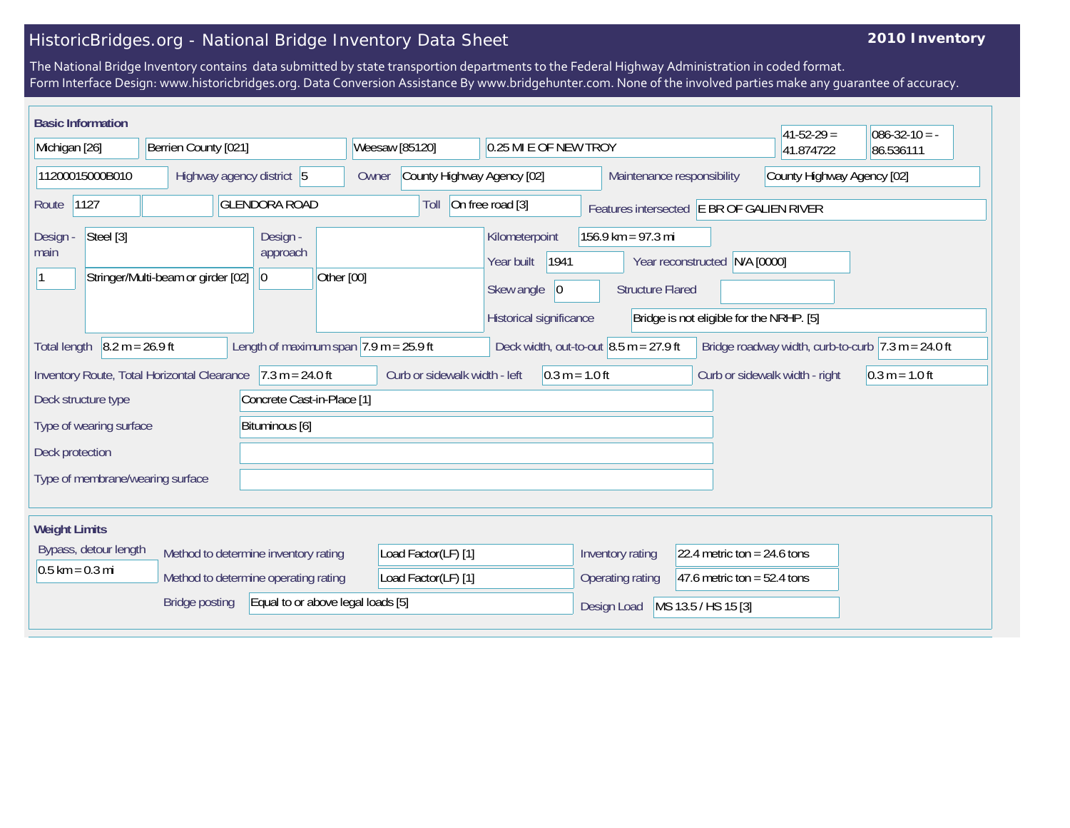# HistoricBridges.org - National Bridge Inventory Data Sheet

**2010 Inventory**

The National Bridge Inventory contains data submitted by state transportion departments to the Federal Highway Administration in coded format.
Form Interface Design: www.historicbridges.org. Data Conversion Assistance By www.bridgehunter.com. None of the involved parties make any guarantee of accuracy.

## Basic Information

| | |
|---|---|
| State | Michigan [26] |
| County | Berrien County [021] |
| Place | Weesaw [85120] |
| Location | 0.25 MI E OF NEW TROY |
| Latitude | 41-52-29 = 41.874722 |
| Longitude | 086-32-10 = -86.536111 |
| Structure Number | 11200015000B010 |
| Highway agency district | 5 |
| Owner | County Highway Agency [02] |
| Maintenance responsibility | County Highway Agency [02] |
| Route | 1127 |
| Facility carried | GLENDORA ROAD |
| Toll | On free road [3] |
| Features intersected | E BR OF GALIEN RIVER |
| Design - main | Steel [3] |
| | 1 — Stringer/Multi-beam or girder [02] |
| Design - approach | 0 — Other [00] |
| Kilometerpoint | 156.9 km = 97.3 mi |
| Year built | 1941 |
| Year reconstructed | N/A [0000] |
| Skew angle | 0 |
| Structure Flared | |
| Historical significance | Bridge is not eligible for the NRHP. [5] |
| Total length | 8.2 m = 26.9 ft |
| Length of maximum span | 7.9 m = 25.9 ft |
| Deck width, out-to-out | 8.5 m = 27.9 ft |
| Bridge roadway width, curb-to-curb | 7.3 m = 24.0 ft |
| Inventory Route, Total Horizontal Clearance | 7.3 m = 24.0 ft |
| Curb or sidewalk width - left | 0.3 m = 1.0 ft |
| Curb or sidewalk width - right | 0.3 m = 1.0 ft |
| Deck structure type | Concrete Cast-in-Place [1] |
| Type of wearing surface | Bituminous [6] |
| Deck protection | |
| Type of membrane/wearing surface | |

## Weight Limits

| | |
|---|---|
| Bypass, detour length | 0.5 km = 0.3 mi |
| Method to determine inventory rating | Load Factor(LF) [1] |
| Method to determine operating rating | Load Factor(LF) [1] |
| Bridge posting | Equal to or above legal loads [5] |
| Inventory rating | 22.4 metric ton = 24.6 tons |
| Operating rating | 47.6 metric ton = 52.4 tons |
| Design Load | MS 13.5 / HS 15 [3] |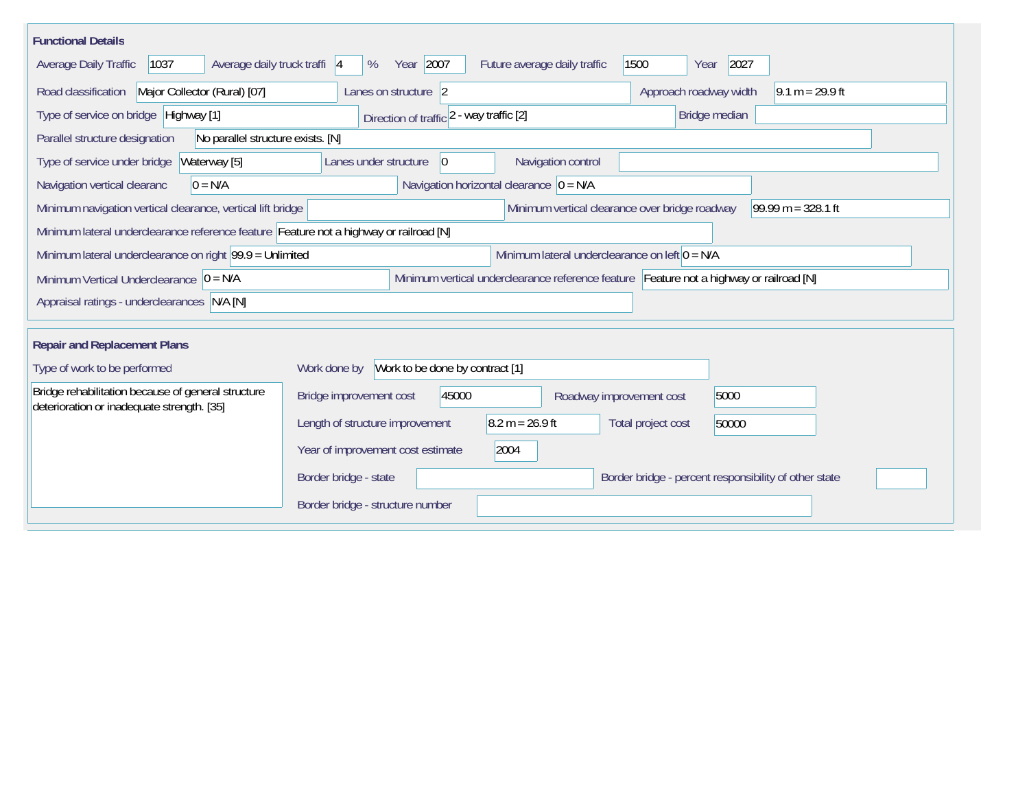## Functional Details

| Field | Value |
|---|---|
| Average Daily Traffic | 1037 |
| Average daily truck traffi | 4 % |
| Year | 2007 |
| Future average daily traffic | 1500 |
| Year | 2027 |
| Road classification | Major Collector (Rural) [07] |
| Lanes on structure | 2 |
| Approach roadway width | 9.1 m = 29.9 ft |
| Type of service on bridge | Highway [1] |
| Direction of traffic | 2 - way traffic [2] |
| Bridge median | |
| Parallel structure designation | No parallel structure exists. [N] |
| Type of service under bridge | Waterway [5] |
| Lanes under structure | 0 |
| Navigation control | |
| Navigation vertical clearanc | 0 = N/A |
| Navigation horizontal clearance | 0 = N/A |
| Minimum navigation vertical clearance, vertical lift bridge | |
| Minimum vertical clearance over bridge roadway | 99.99 m = 328.1 ft |
| Minimum lateral underclearance reference feature | Feature not a highway or railroad [N] |
| Minimum lateral underclearance on right | 99.9 = Unlimited |
| Minimum lateral underclearance on left | 0 = N/A |
| Minimum Vertical Underclearance | 0 = N/A |
| Minimum vertical underclearance reference feature | Feature not a highway or railroad [N] |
| Appraisal ratings - underclearances | N/A [N] |

## Repair and Replacement Plans

| Field | Value |
|---|---|
| Type of work to be performed | Bridge rehabilitation because of general structure deterioration or inadequate strength. [35] |
| Work done by | Work to be done by contract [1] |
| Bridge improvement cost | 45000 |
| Roadway improvement cost | 5000 |
| Length of structure improvement | 8.2 m = 26.9 ft |
| Total project cost | 50000 |
| Year of improvement cost estimate | 2004 |
| Border bridge - state | |
| Border bridge - percent responsibility of other state | |
| Border bridge - structure number | |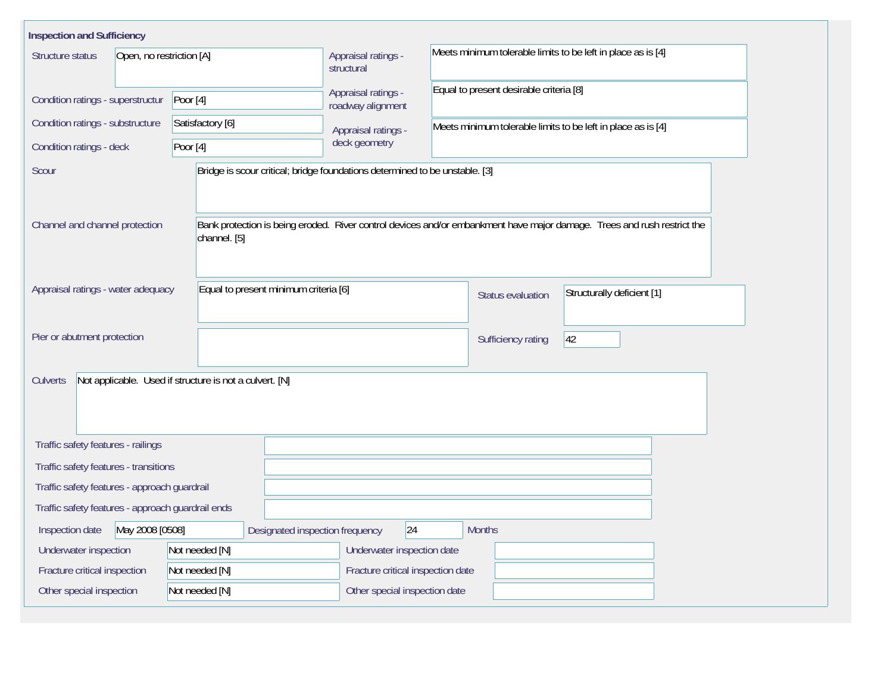## Inspection and Sufficiency

| Field | Value |
|---|---|
| Structure status | Open, no restriction [A] |
| Condition ratings - superstructur | Poor [4] |
| Condition ratings - substructure | Satisfactory [6] |
| Condition ratings - deck | Poor [4] |
| Appraisal ratings - structural | Meets minimum tolerable limits to be left in place as is [4] |
| Appraisal ratings - roadway alignment | Equal to present desirable criteria [8] |
| Appraisal ratings - deck geometry | Meets minimum tolerable limits to be left in place as is [4] |
| Scour | Bridge is scour critical; bridge foundations determined to be unstable. [3] |
| Channel and channel protection | Bank protection is being eroded. River control devices and/or embankment have major damage. Trees and rush restrict the channel. [5] |
| Appraisal ratings - water adequacy | Equal to present minimum criteria [6] |
| Status evaluation | Structurally deficient [1] |
| Pier or abutment protection | |
| Sufficiency rating | 42 |
| Culverts | Not applicable. Used if structure is not a culvert. [N] |
| Traffic safety features - railings | |
| Traffic safety features - transitions | |
| Traffic safety features - approach guardrail | |
| Traffic safety features - approach guardrail ends | |
| Inspection date | May 2008 [0508] |
| Designated inspection frequency | 24 Months |
| Underwater inspection | Not needed [N] |
| Underwater inspection date | |
| Fracture critical inspection | Not needed [N] |
| Fracture critical inspection date | |
| Other special inspection | Not needed [N] |
| Other special inspection date | |